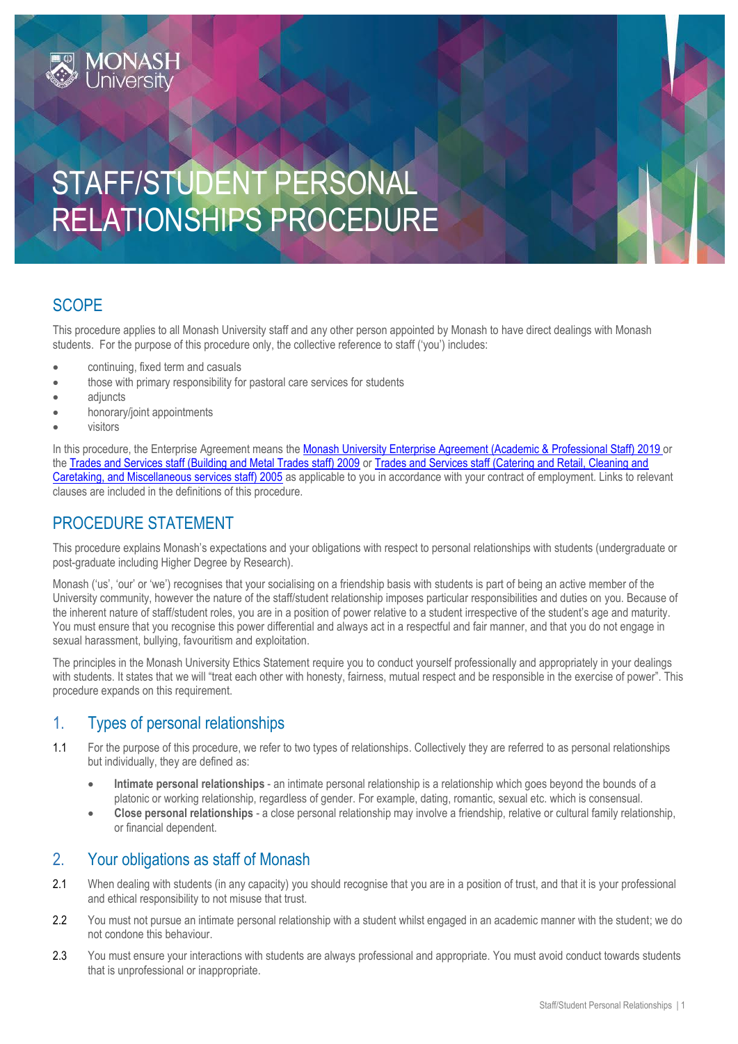# STAFF/STUDENT PERSONAL RELATIONSHIPS PROCEDURE

## SCOPE

This procedure applies to all Monash University staff and any other person appointed by Monash to have direct dealings with Monash students. For the purpose of this procedure only, the collective reference to staff ('you') includes:

- continuing, fixed term and casuals
- those with primary responsibility for pastoral care services for students
- adjuncts
- honorary/joint appointments
- visitors

In this procedure, the Enterprise Agreement means the Monash University Enterprise Agreement (Academic & Professional Staff) 2019 or the Trades and Services staff (Building and Metal Trades staff) 2009 or Trades and Services staff (Catering and Retail, Cleaning and Caretaking, and Miscellaneous services staff) 2005 as applicable to you in accordance with your contract of employment. Links to relevant clauses are included in the definitions of this procedure.

## PROCEDURE STATEMENT

This procedure explains Monash's expectations and your obligations with respect to personal relationships with students (undergraduate or post-graduate including Higher Degree by Research).

Monash ('us', 'our' or 'we') recognises that your socialising on a friendship basis with students is part of being an active member of the University community, however the nature of the staff/student relationship imposes particular responsibilities and duties on you. Because of the inherent nature of staff/student roles, you are in a position of power relative to a student irrespective of the student's age and maturity. You must ensure that you recognise this power differential and always act in a respectful and fair manner, and that you do not engage in sexual harassment, bullying, favouritism and exploitation.

The principles in the Monash University Ethics Statement require you to conduct yourself professionally and appropriately in your dealings with students. It states that we will "treat each other with honesty, fairness, mutual respect and be responsible in the exercise of power". This procedure expands on this requirement.

## 1. Types of personal relationships

1.1 For the purpose of this procedure, we refer to two types of relationships. Collectively they are referred to as personal relationships but individually, they are defined as:

- **Intimate personal relationships** - an intimate personal relationship is a relationship which goes beyond the bounds of a platonic or working relationship, regardless of gender. For example, dating, romantic, sexual etc. which is consensual.
- **Close personal relationships** - a close personal relationship may involve a friendship, relative or cultural family relationship, or financial dependent.

## 2. Your obligations as staff of Monash

2.1 When dealing with students (in any capacity) you should recognise that you are in a position of trust, and that it is your professional and ethical responsibility to not misuse that trust.

2.2 You must not pursue an intimate personal relationship with a student whilst engaged in an academic manner with the student; we do not condone this behaviour.

2.3 You must ensure your interactions with students are always professional and appropriate. You must avoid conduct towards students that is unprofessional or inappropriate.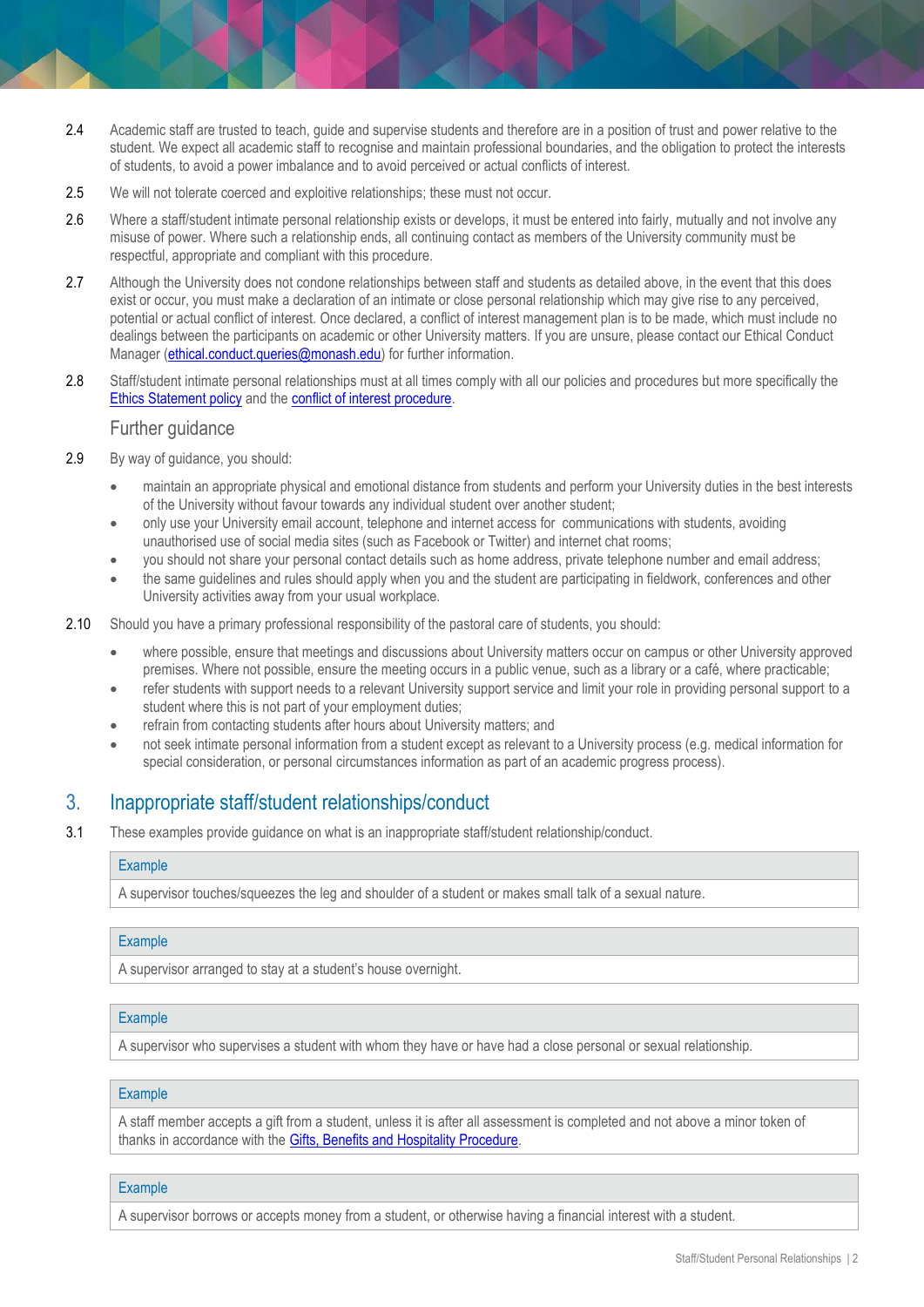2.4 Academic staff are trusted to teach, guide and supervise students and therefore are in a position of trust and power relative to the student. We expect all academic staff to recognise and maintain professional boundaries, and the obligation to protect the interests of students, to avoid a power imbalance and to avoid perceived or actual conflicts of interest.

2.5 We will not tolerate coerced and exploitive relationships; these must not occur.

2.6 Where a staff/student intimate personal relationship exists or develops, it must be entered into fairly, mutually and not involve any misuse of power. Where such a relationship ends, all continuing contact as members of the University community must be respectful, appropriate and compliant with this procedure.

2.7 Although the University does not condone relationships between staff and students as detailed above, in the event that this does exist or occur, you must make a declaration of an intimate or close personal relationship which may give rise to any perceived, potential or actual conflict of interest. Once declared, a conflict of interest management plan is to be made, which must include no dealings between the participants on academic or other University matters. If you are unsure, please contact our Ethical Conduct Manager (ethical.conduct.queries@monash.edu) for further information.

2.8 Staff/student intimate personal relationships must at all times comply with all our policies and procedures but more specifically the Ethics Statement policy and the conflict of interest procedure.

### Further guidance

2.9 By way of guidance, you should:

- maintain an appropriate physical and emotional distance from students and perform your University duties in the best interests of the University without favour towards any individual student over another student;
- only use your University email account, telephone and internet access for communications with students, avoiding unauthorised use of social media sites (such as Facebook or Twitter) and internet chat rooms;
- you should not share your personal contact details such as home address, private telephone number and email address;
- the same guidelines and rules should apply when you and the student are participating in fieldwork, conferences and other University activities away from your usual workplace.

2.10 Should you have a primary professional responsibility of the pastoral care of students, you should:

- where possible, ensure that meetings and discussions about University matters occur on campus or other University approved premises. Where not possible, ensure the meeting occurs in a public venue, such as a library or a café, where practicable;
- refer students with support needs to a relevant University support service and limit your role in providing personal support to a student where this is not part of your employment duties;
- refrain from contacting students after hours about University matters; and
- not seek intimate personal information from a student except as relevant to a University process (e.g. medical information for special consideration, or personal circumstances information as part of an academic progress process).

## 3. Inappropriate staff/student relationships/conduct

3.1 These examples provide guidance on what is an inappropriate staff/student relationship/conduct.

| Example |
| --- |
| A supervisor touches/squeezes the leg and shoulder of a student or makes small talk of a sexual nature. |

| Example |
| --- |
| A supervisor arranged to stay at a student's house overnight. |

| Example |
| --- |
| A supervisor who supervises a student with whom they have or have had a close personal or sexual relationship. |

| Example |
| --- |
| A staff member accepts a gift from a student, unless it is after all assessment is completed and not above a minor token of thanks in accordance with the Gifts, Benefits and Hospitality Procedure. |

| Example |
| --- |
| A supervisor borrows or accepts money from a student, or otherwise having a financial interest with a student. |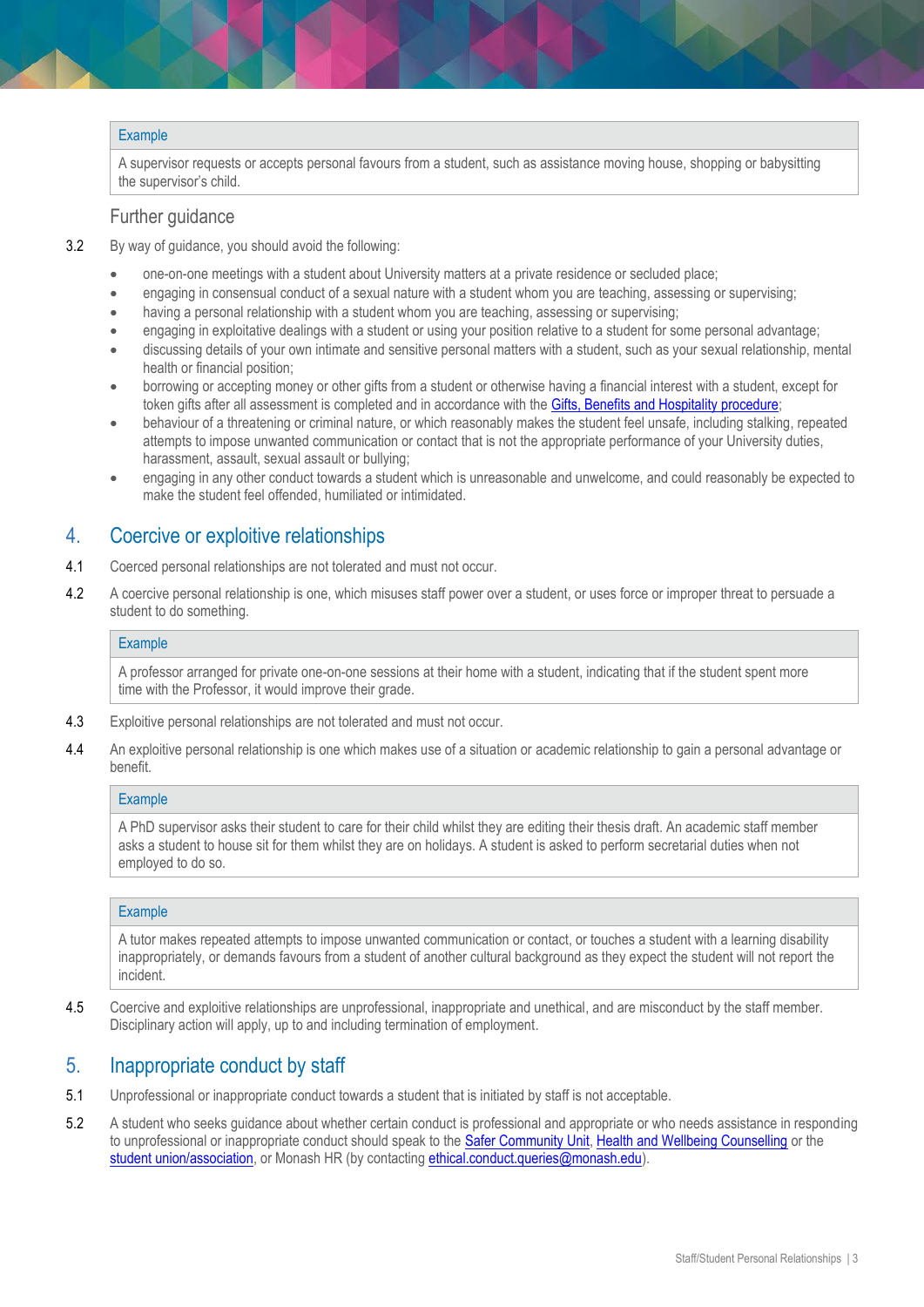| Example |
| --- |
| A supervisor requests or accepts personal favours from a student, such as assistance moving house, shopping or babysitting the supervisor's child. |

### Further guidance

3.2 By way of guidance, you should avoid the following:

- one-on-one meetings with a student about University matters at a private residence or secluded place;
- engaging in consensual conduct of a sexual nature with a student whom you are teaching, assessing or supervising;
- having a personal relationship with a student whom you are teaching, assessing or supervising;
- engaging in exploitative dealings with a student or using your position relative to a student for some personal advantage;
- discussing details of your own intimate and sensitive personal matters with a student, such as your sexual relationship, mental health or financial position;
- borrowing or accepting money or other gifts from a student or otherwise having a financial interest with a student, except for token gifts after all assessment is completed and in accordance with the Gifts, Benefits and Hospitality procedure;
- behaviour of a threatening or criminal nature, or which reasonably makes the student feel unsafe, including stalking, repeated attempts to impose unwanted communication or contact that is not the appropriate performance of your University duties, harassment, assault, sexual assault or bullying;
- engaging in any other conduct towards a student which is unreasonable and unwelcome, and could reasonably be expected to make the student feel offended, humiliated or intimidated.

## 4. Coercive or exploitive relationships

4.1 Coerced personal relationships are not tolerated and must not occur.

4.2 A coercive personal relationship is one, which misuses staff power over a student, or uses force or improper threat to persuade a student to do something.

| Example |
| --- |
| A professor arranged for private one-on-one sessions at their home with a student, indicating that if the student spent more time with the Professor, it would improve their grade. |

4.3 Exploitive personal relationships are not tolerated and must not occur.

4.4 An exploitive personal relationship is one which makes use of a situation or academic relationship to gain a personal advantage or benefit.

| Example |
| --- |
| A PhD supervisor asks their student to care for their child whilst they are editing their thesis draft. An academic staff member asks a student to house sit for them whilst they are on holidays. A student is asked to perform secretarial duties when not employed to do so. |

| Example |
| --- |
| A tutor makes repeated attempts to impose unwanted communication or contact, or touches a student with a learning disability inappropriately, or demands favours from a student of another cultural background as they expect the student will not report the incident. |

4.5 Coercive and exploitive relationships are unprofessional, inappropriate and unethical, and are misconduct by the staff member. Disciplinary action will apply, up to and including termination of employment.

## 5. Inappropriate conduct by staff

5.1 Unprofessional or inappropriate conduct towards a student that is initiated by staff is not acceptable.

5.2 A student who seeks guidance about whether certain conduct is professional and appropriate or who needs assistance in responding to unprofessional or inappropriate conduct should speak to the Safer Community Unit, Health and Wellbeing Counselling or the student union/association, or Monash HR (by contacting ethical.conduct.queries@monash.edu).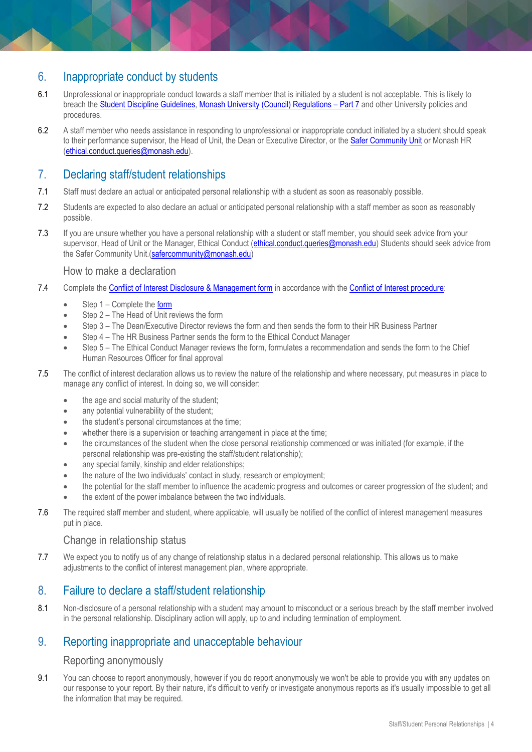## 6. Inappropriate conduct by students

6.1 Unprofessional or inappropriate conduct towards a staff member that is initiated by a student is not acceptable. This is likely to breach the Student Discipline Guidelines, Monash University (Council) Regulations – Part 7 and other University policies and procedures.

6.2 A staff member who needs assistance in responding to unprofessional or inappropriate conduct initiated by a student should speak to their performance supervisor, the Head of Unit, the Dean or Executive Director, or the Safer Community Unit or Monash HR (ethical.conduct.queries@monash.edu).

## 7. Declaring staff/student relationships

7.1 Staff must declare an actual or anticipated personal relationship with a student as soon as reasonably possible.

7.2 Students are expected to also declare an actual or anticipated personal relationship with a staff member as soon as reasonably possible.

7.3 If you are unsure whether you have a personal relationship with a student or staff member, you should seek advice from your supervisor, Head of Unit or the Manager, Ethical Conduct (ethical.conduct.queries@monash.edu) Students should seek advice from the Safer Community Unit.(safercommunity@monash.edu)

### How to make a declaration

7.4 Complete the Conflict of Interest Disclosure & Management form in accordance with the Conflict of Interest procedure:

- Step 1 – Complete the form
- Step 2 – The Head of Unit reviews the form
- Step 3 – The Dean/Executive Director reviews the form and then sends the form to their HR Business Partner
- Step 4 – The HR Business Partner sends the form to the Ethical Conduct Manager
- Step 5 – The Ethical Conduct Manager reviews the form, formulates a recommendation and sends the form to the Chief Human Resources Officer for final approval

7.5 The conflict of interest declaration allows us to review the nature of the relationship and where necessary, put measures in place to manage any conflict of interest. In doing so, we will consider:

- the age and social maturity of the student;
- any potential vulnerability of the student;
- the student's personal circumstances at the time;
- whether there is a supervision or teaching arrangement in place at the time;
- the circumstances of the student when the close personal relationship commenced or was initiated (for example, if the personal relationship was pre-existing the staff/student relationship);
- any special family, kinship and elder relationships;
- the nature of the two individuals' contact in study, research or employment;
- the potential for the staff member to influence the academic progress and outcomes or career progression of the student; and
- the extent of the power imbalance between the two individuals.

7.6 The required staff member and student, where applicable, will usually be notified of the conflict of interest management measures put in place.

### Change in relationship status

7.7 We expect you to notify us of any change of relationship status in a declared personal relationship. This allows us to make adjustments to the conflict of interest management plan, where appropriate.

## 8. Failure to declare a staff/student relationship

8.1 Non-disclosure of a personal relationship with a student may amount to misconduct or a serious breach by the staff member involved in the personal relationship. Disciplinary action will apply, up to and including termination of employment.

## 9. Reporting inappropriate and unacceptable behaviour

### Reporting anonymously

9.1 You can choose to report anonymously, however if you do report anonymously we won't be able to provide you with any updates on our response to your report. By their nature, it's difficult to verify or investigate anonymous reports as it's usually impossible to get all the information that may be required.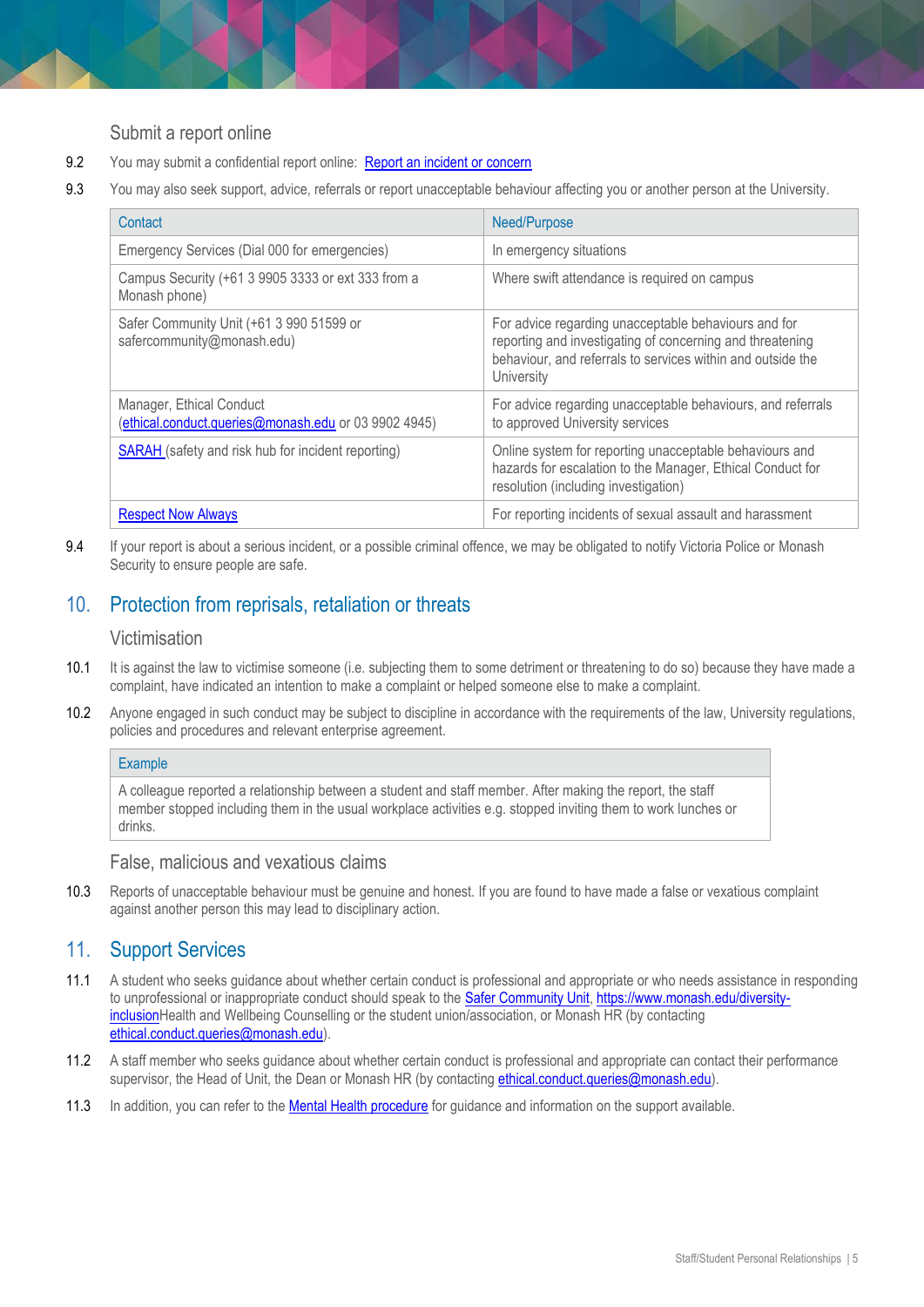### Submit a report online

9.2 You may submit a confidential report online: [Report an incident or concern]

9.3 You may also seek support, advice, referrals or report unacceptable behaviour affecting you or another person at the University.

| Contact | Need/Purpose |
|---|---|
| Emergency Services (Dial 000 for emergencies) | In emergency situations |
| Campus Security (+61 3 9905 3333 or ext 333 from a Monash phone) | Where swift attendance is required on campus |
| Safer Community Unit (+61 3 990 51599 or safercommunity@monash.edu) | For advice regarding unacceptable behaviours and for reporting and investigating of concerning and threatening behaviour, and referrals to services within and outside the University |
| Manager, Ethical Conduct (ethical.conduct.queries@monash.edu or 03 9902 4945) | For advice regarding unacceptable behaviours, and referrals to approved University services |
| SARAH (safety and risk hub for incident reporting) | Online system for reporting unacceptable behaviours and hazards for escalation to the Manager, Ethical Conduct for resolution (including investigation) |
| Respect Now Always | For reporting incidents of sexual assault and harassment |

9.4 If your report is about a serious incident, or a possible criminal offence, we may be obligated to notify Victoria Police or Monash Security to ensure people are safe.

## 10. Protection from reprisals, retaliation or threats

### Victimisation

10.1 It is against the law to victimise someone (i.e. subjecting them to some detriment or threatening to do so) because they have made a complaint, have indicated an intention to make a complaint or helped someone else to make a complaint.

10.2 Anyone engaged in such conduct may be subject to discipline in accordance with the requirements of the law, University regulations, policies and procedures and relevant enterprise agreement.

| Example |
|---|
| A colleague reported a relationship between a student and staff member. After making the report, the staff member stopped including them in the usual workplace activities e.g. stopped inviting them to work lunches or drinks. |

### False, malicious and vexatious claims

10.3 Reports of unacceptable behaviour must be genuine and honest. If you are found to have made a false or vexatious complaint against another person this may lead to disciplinary action.

## 11. Support Services

11.1 A student who seeks guidance about whether certain conduct is professional and appropriate or who needs assistance in responding to unprofessional or inappropriate conduct should speak to the Safer Community Unit, https://www.monash.edu/diversity-inclusionHealth and Wellbeing Counselling or the student union/association, or Monash HR (by contacting ethical.conduct.queries@monash.edu).

11.2 A staff member who seeks guidance about whether certain conduct is professional and appropriate can contact their performance supervisor, the Head of Unit, the Dean or Monash HR (by contacting ethical.conduct.queries@monash.edu).

11.3 In addition, you can refer to the Mental Health procedure for guidance and information on the support available.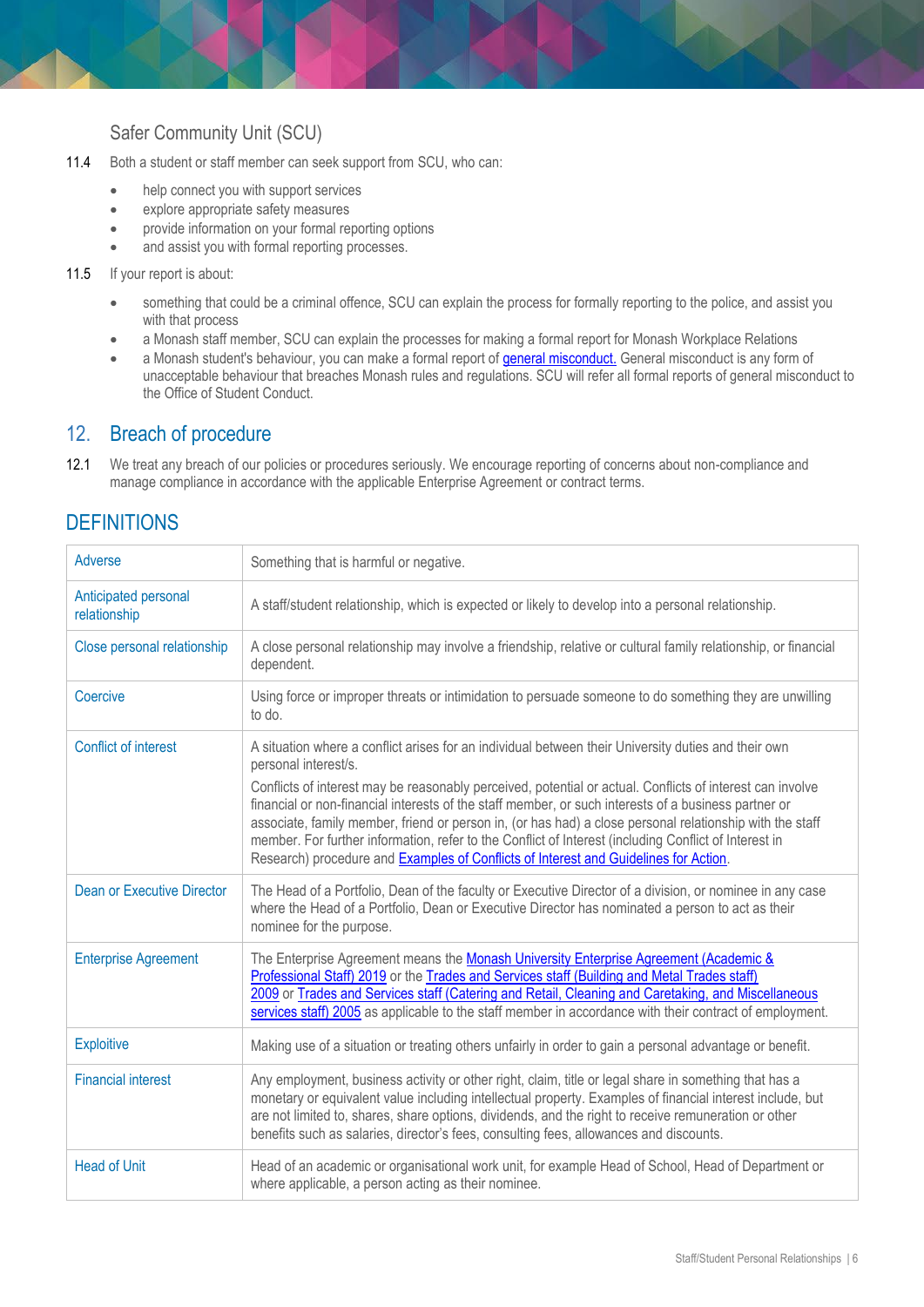### Safer Community Unit (SCU)

11.4 Both a student or staff member can seek support from SCU, who can:

- help connect you with support services
- explore appropriate safety measures
- provide information on your formal reporting options
- and assist you with formal reporting processes.

11.5 If your report is about:

- something that could be a criminal offence, SCU can explain the process for formally reporting to the police, and assist you with that process
- a Monash staff member, SCU can explain the processes for making a formal report for Monash Workplace Relations
- a Monash student's behaviour, you can make a formal report of general misconduct. General misconduct is any form of unacceptable behaviour that breaches Monash rules and regulations. SCU will refer all formal reports of general misconduct to the Office of Student Conduct.

## 12. Breach of procedure

12.1 We treat any breach of our policies or procedures seriously. We encourage reporting of concerns about non-compliance and manage compliance in accordance with the applicable Enterprise Agreement or contract terms.

## DEFINITIONS

| Term | Definition |
|---|---|
| Adverse | Something that is harmful or negative. |
| Anticipated personal relationship | A staff/student relationship, which is expected or likely to develop into a personal relationship. |
| Close personal relationship | A close personal relationship may involve a friendship, relative or cultural family relationship, or financial dependent. |
| Coercive | Using force or improper threats or intimidation to persuade someone to do something they are unwilling to do. |
| Conflict of interest | A situation where a conflict arises for an individual between their University duties and their own personal interest/s.<br><br>Conflicts of interest may be reasonably perceived, potential or actual. Conflicts of interest can involve financial or non-financial interests of the staff member, or such interests of a business partner or associate, family member, friend or person in, (or has had) a close personal relationship with the staff member. For further information, refer to the Conflict of Interest (including Conflict of Interest in Research) procedure and Examples of Conflicts of Interest and Guidelines for Action. |
| Dean or Executive Director | The Head of a Portfolio, Dean of the faculty or Executive Director of a division, or nominee in any case where the Head of a Portfolio, Dean or Executive Director has nominated a person to act as their nominee for the purpose. |
| Enterprise Agreement | The Enterprise Agreement means the Monash University Enterprise Agreement (Academic & Professional Staff) 2019 or the Trades and Services staff (Building and Metal Trades staff) 2009 or Trades and Services staff (Catering and Retail, Cleaning and Caretaking, and Miscellaneous services staff) 2005 as applicable to the staff member in accordance with their contract of employment. |
| Exploitive | Making use of a situation or treating others unfairly in order to gain a personal advantage or benefit. |
| Financial interest | Any employment, business activity or other right, claim, title or legal share in something that has a monetary or equivalent value including intellectual property. Examples of financial interest include, but are not limited to, shares, share options, dividends, and the right to receive remuneration or other benefits such as salaries, director's fees, consulting fees, allowances and discounts. |
| Head of Unit | Head of an academic or organisational work unit, for example Head of School, Head of Department or where applicable, a person acting as their nominee. |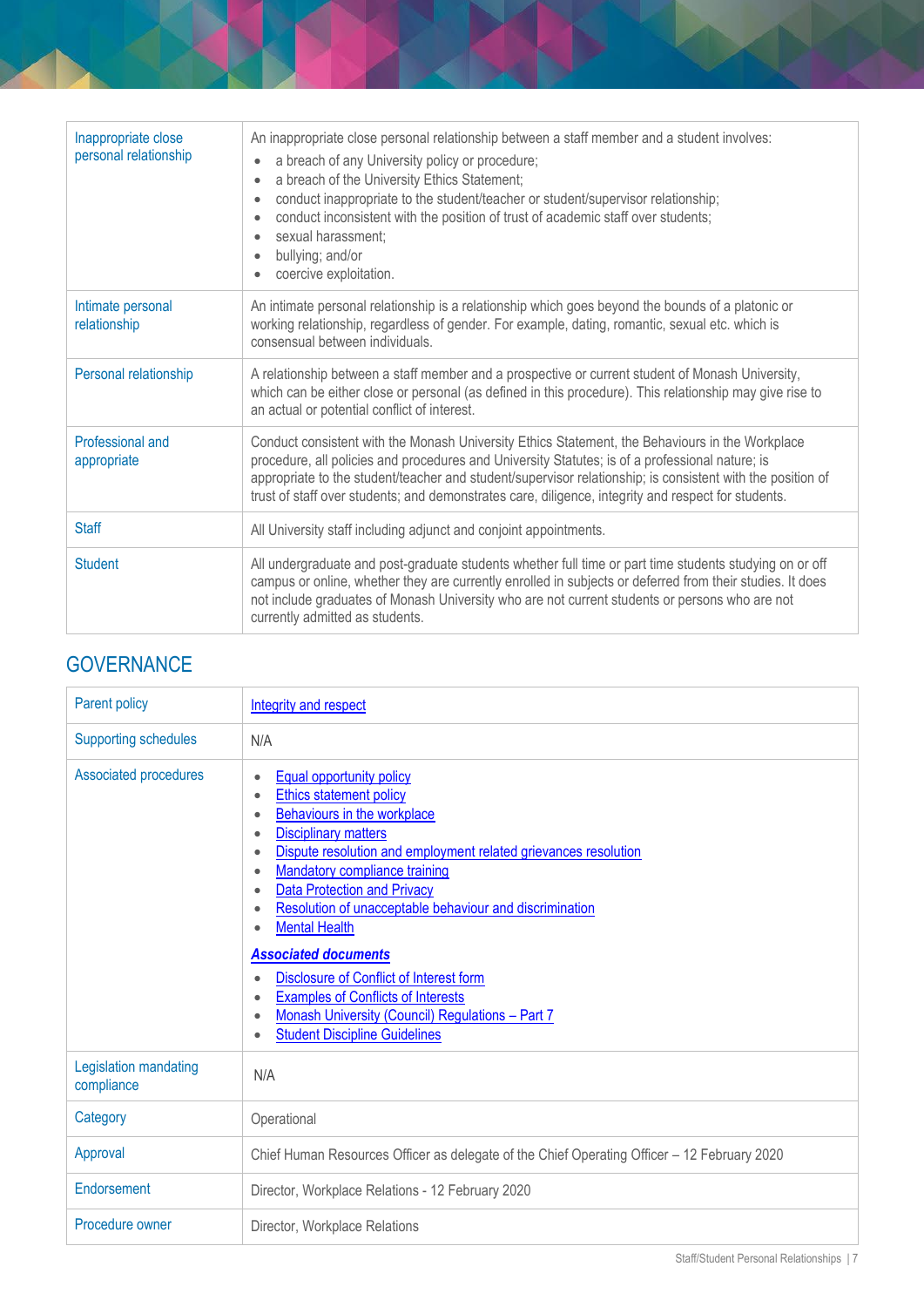| | |
|---|---|
| Inappropriate close personal relationship | An inappropriate close personal relationship between a staff member and a student involves:<br>• a breach of any University policy or procedure;<br>• a breach of the University Ethics Statement;<br>• conduct inappropriate to the student/teacher or student/supervisor relationship;<br>• conduct inconsistent with the position of trust of academic staff over students;<br>• sexual harassment;<br>• bullying; and/or<br>• coercive exploitation. |
| Intimate personal relationship | An intimate personal relationship is a relationship which goes beyond the bounds of a platonic or working relationship, regardless of gender. For example, dating, romantic, sexual etc. which is consensual between individuals. |
| Personal relationship | A relationship between a staff member and a prospective or current student of Monash University, which can be either close or personal (as defined in this procedure). This relationship may give rise to an actual or potential conflict of interest. |
| Professional and appropriate | Conduct consistent with the Monash University Ethics Statement, the Behaviours in the Workplace procedure, all policies and procedures and University Statutes; is of a professional nature; is appropriate to the student/teacher and student/supervisor relationship; is consistent with the position of trust of staff over students; and demonstrates care, diligence, integrity and respect for students. |
| Staff | All University staff including adjunct and conjoint appointments. |
| Student | All undergraduate and post-graduate students whether full time or part time students studying on or off campus or online, whether they are currently enrolled in subjects or deferred from their studies. It does not include graduates of Monash University who are not current students or persons who are not currently admitted as students. |

## GOVERNANCE

| | |
|---|---|
| Parent policy | Integrity and respect |
| Supporting schedules | N/A |
| Associated procedures | • Equal opportunity policy<br>• Ethics statement policy<br>• Behaviours in the workplace<br>• Disciplinary matters<br>• Dispute resolution and employment related grievances resolution<br>• Mandatory compliance training<br>• Data Protection and Privacy<br>• Resolution of unacceptable behaviour and discrimination<br>• Mental Health<br><br>***Associated documents***<br>• Disclosure of Conflict of Interest form<br>• Examples of Conflicts of Interests<br>• Monash University (Council) Regulations – Part 7<br>• Student Discipline Guidelines |
| Legislation mandating compliance | N/A |
| Category | Operational |
| Approval | Chief Human Resources Officer as delegate of the Chief Operating Officer – 12 February 2020 |
| Endorsement | Director, Workplace Relations - 12 February 2020 |
| Procedure owner | Director, Workplace Relations |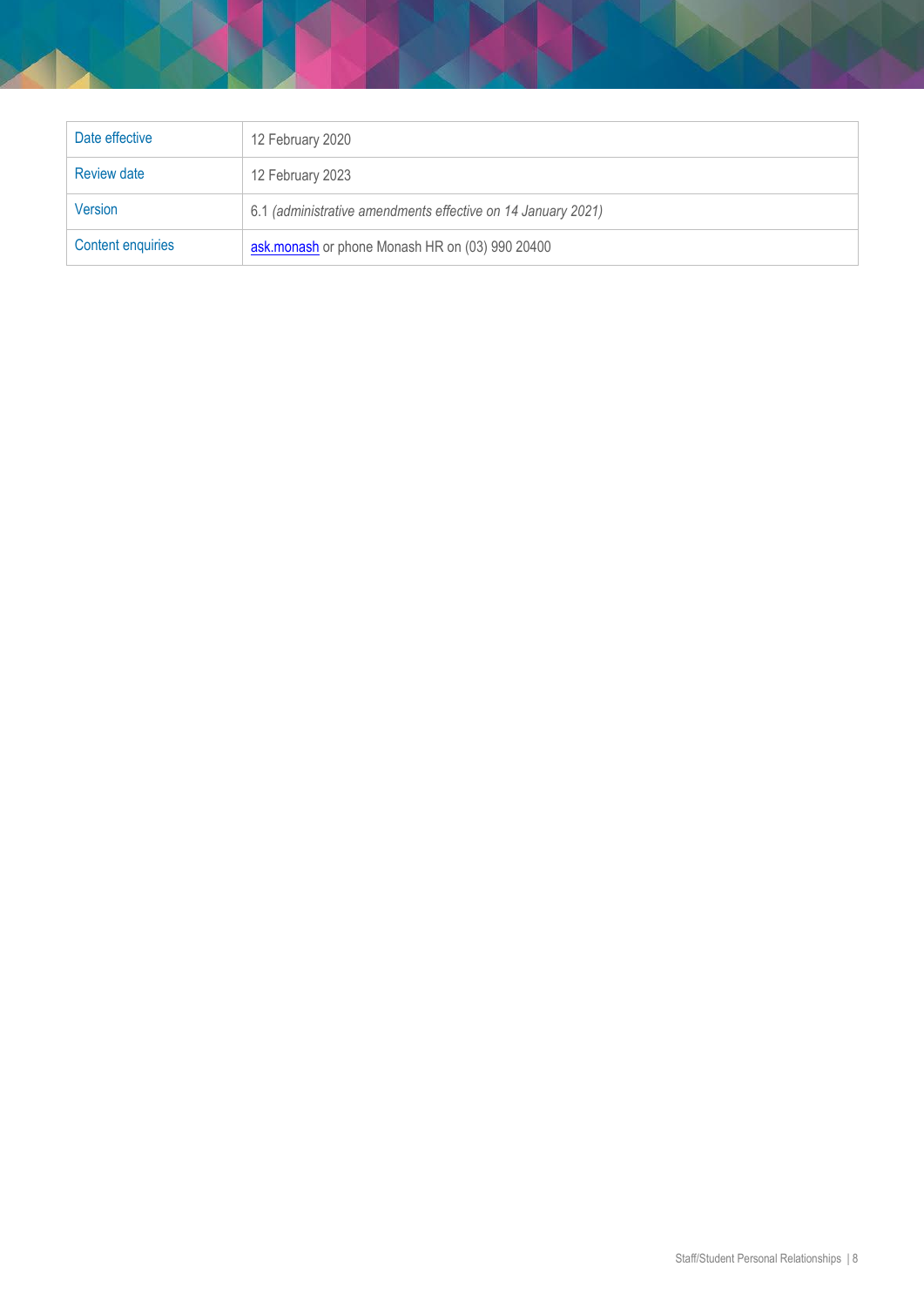| | |
|---|---|
| Date effective | 12 February 2020 |
| Review date | 12 February 2023 |
| Version | 6.1 *(administrative amendments effective on 14 January 2021)* |
| Content enquiries | ask.monash or phone Monash HR on (03) 990 20400 |